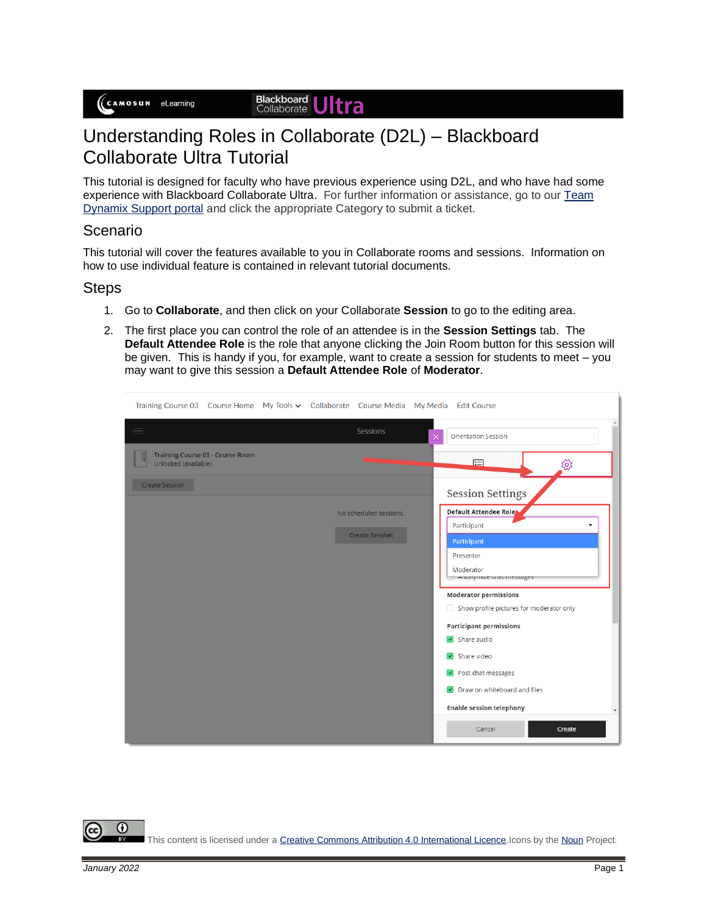# Understanding Roles in Collaborate (D2L) – Blackboard Collaborate Ultra Tutorial

This tutorial is designed for faculty who have previous experience using D2L, and who have had some experience with Blackboard Collaborate Ultra. For further information or assistance, go to our Team Dynamix Support portal and click the appropriate Category to submit a ticket.

## Scenario

This tutorial will cover the features available to you in Collaborate rooms and sessions. Information on how to use individual feature is contained in relevant tutorial documents.

## Steps

1. Go to **Collaborate**, and then click on your Collaborate **Session** to go to the editing area.
2. The first place you can control the role of an attendee is in the **Session Settings** tab. The **Default Attendee Role** is the role that anyone clicking the Join Room button for this session will be given. This is handy if you, for example, want to create a session for students to meet – you may want to give this session a **Default Attendee Role** of **Moderator**.

This content is licensed under a Creative Commons Attribution 4.0 International Licence. Icons by the Noun Project.

January 2022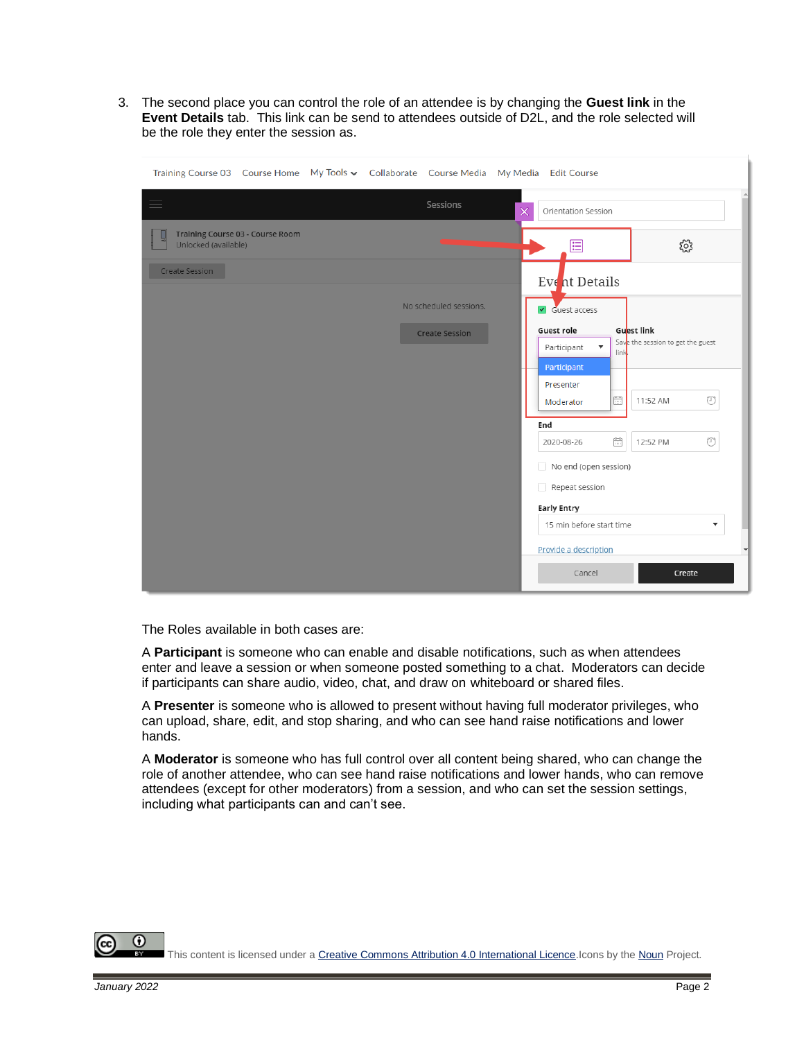3. The second place you can control the role of an attendee is by changing the **Guest link** in the **Event Details** tab. This link can be send to attendees outside of D2L, and the role selected will be the role they enter the session as.

The Roles available in both cases are:

A **Participant** is someone who can enable and disable notifications, such as when attendees enter and leave a session or when someone posted something to a chat. Moderators can decide if participants can share audio, video, chat, and draw on whiteboard or shared files.

A **Presenter** is someone who is allowed to present without having full moderator privileges, who can upload, share, edit, and stop sharing, and who can see hand raise notifications and lower hands.

A **Moderator** is someone who has full control over all content being shared, who can change the role of another attendee, who can see hand raise notifications and lower hands, who can remove attendees (except for other moderators) from a session, and who can set the session settings, including what participants can and can't see.

This content is licensed under a Creative Commons Attribution 4.0 International Licence. Icons by the Noun Project.

*January 2022*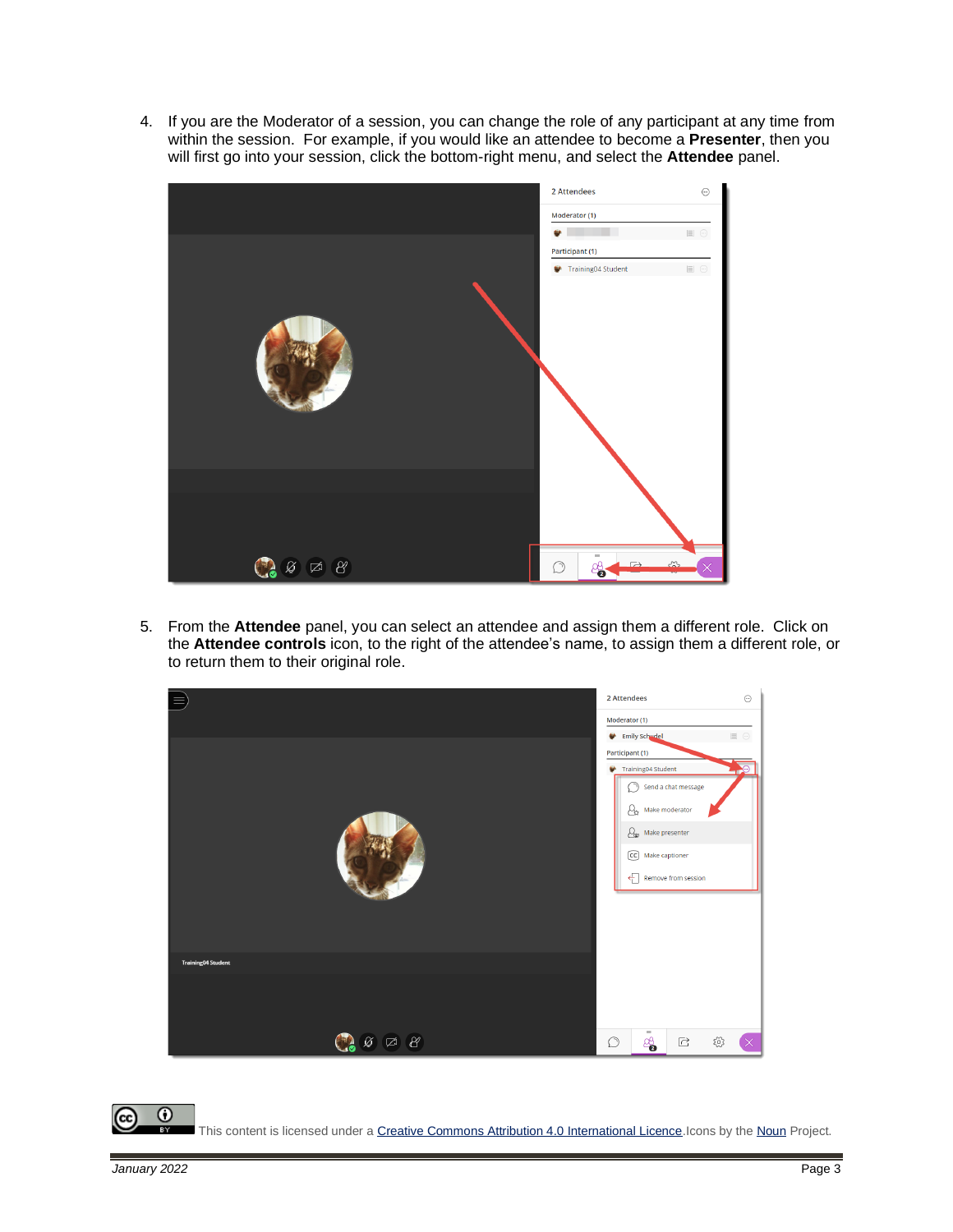4. If you are the Moderator of a session, you can change the role of any participant at any time from within the session. For example, if you would like an attendee to become a **Presenter**, then you will first go into your session, click the bottom-right menu, and select the **Attendee** panel.

5. From the **Attendee** panel, you can select an attendee and assign them a different role. Click on the **Attendee controls** icon, to the right of the attendee's name, to assign them a different role, or to return them to their original role.

This content is licensed under a Creative Commons Attribution 4.0 International Licence. Icons by the Noun Project.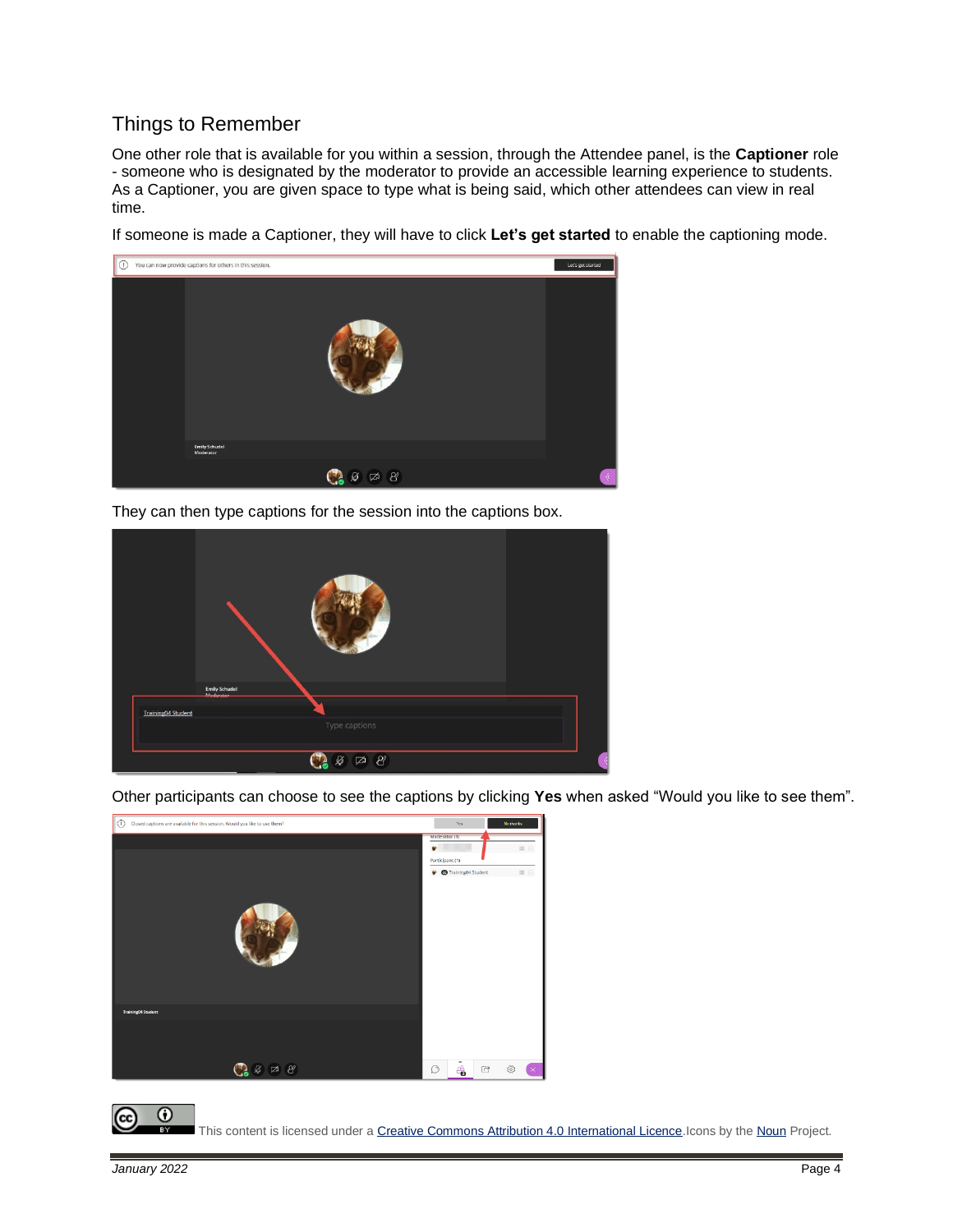## Things to Remember

One other role that is available for you within a session, through the Attendee panel, is the **Captioner** role - someone who is designated by the moderator to provide an accessible learning experience to students. As a Captioner, you are given space to type what is being said, which other attendees can view in real time.

If someone is made a Captioner, they will have to click **Let's get started** to enable the captioning mode.

They can then type captions for the session into the captions box.

Other participants can choose to see the captions by clicking **Yes** when asked "Would you like to see them".

This content is licensed under a Creative Commons Attribution 4.0 International Licence. Icons by the Noun Project.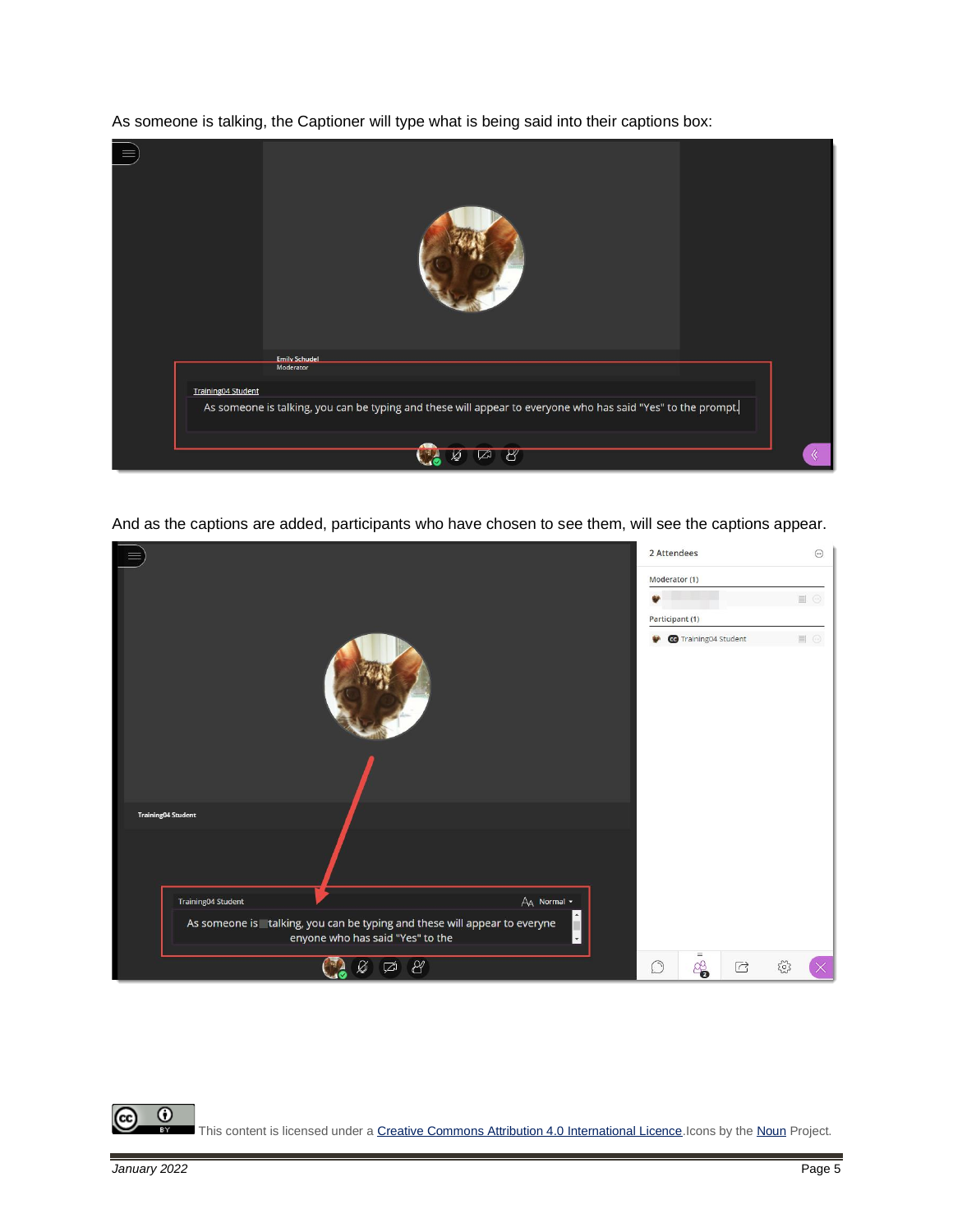As someone is talking, the Captioner will type what is being said into their captions box:

And as the captions are added, participants who have chosen to see them, will see the captions appear.

This content is licensed under a Creative Commons Attribution 4.0 International Licence.Icons by the Noun Project.

*January 2022*